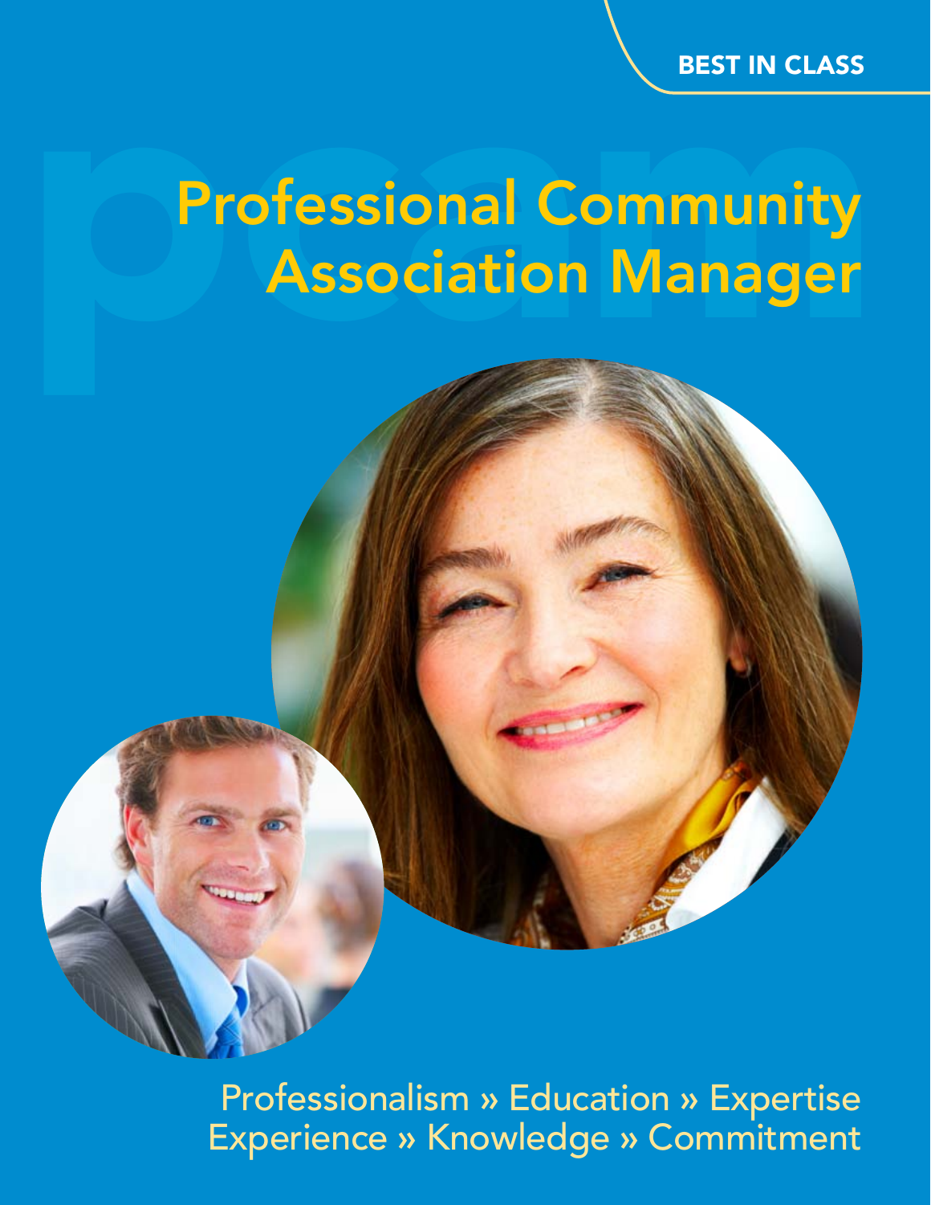BEST IN CLASS

# Professional Community Association Manager

Professionalism » Education » Expertise
Experience » Knowledge » Commitment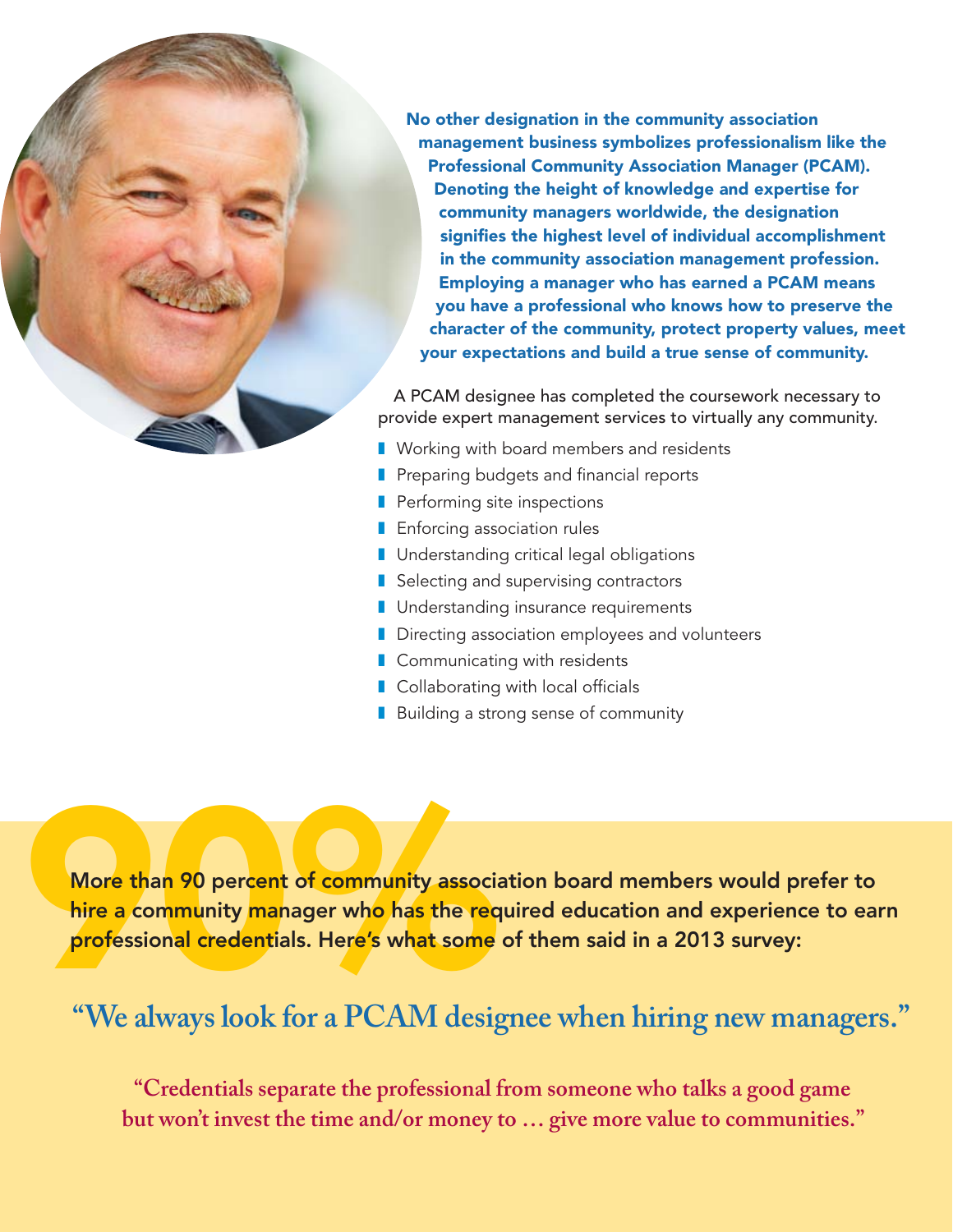**No other designation in the community association management business symbolizes professionalism like the Professional Community Association Manager (PCAM). Denoting the height of knowledge and expertise for community managers worldwide, the designation signifies the highest level of individual accomplishment in the community association management profession. Employing a manager who has earned a PCAM means you have a professional who knows how to preserve the character of the community, protect property values, meet your expectations and build a true sense of community.**

A PCAM designee has completed the coursework necessary to provide expert management services to virtually any community.

- Working with board members and residents
- Preparing budgets and financial reports
- Performing site inspections
- Enforcing association rules
- Understanding critical legal obligations
- Selecting and supervising contractors
- Understanding insurance requirements
- Directing association employees and volunteers
- Communicating with residents
- Collaborating with local officials
- Building a strong sense of community

90%

**More than 90 percent of community association board members would prefer to hire a community manager who has the required education and experience to earn professional credentials. Here's what some of them said in a 2013 survey:**

**"We always look for a PCAM designee when hiring new managers."**

**"Credentials separate the professional from someone who talks a good game but won't invest the time and/or money to … give more value to communities."**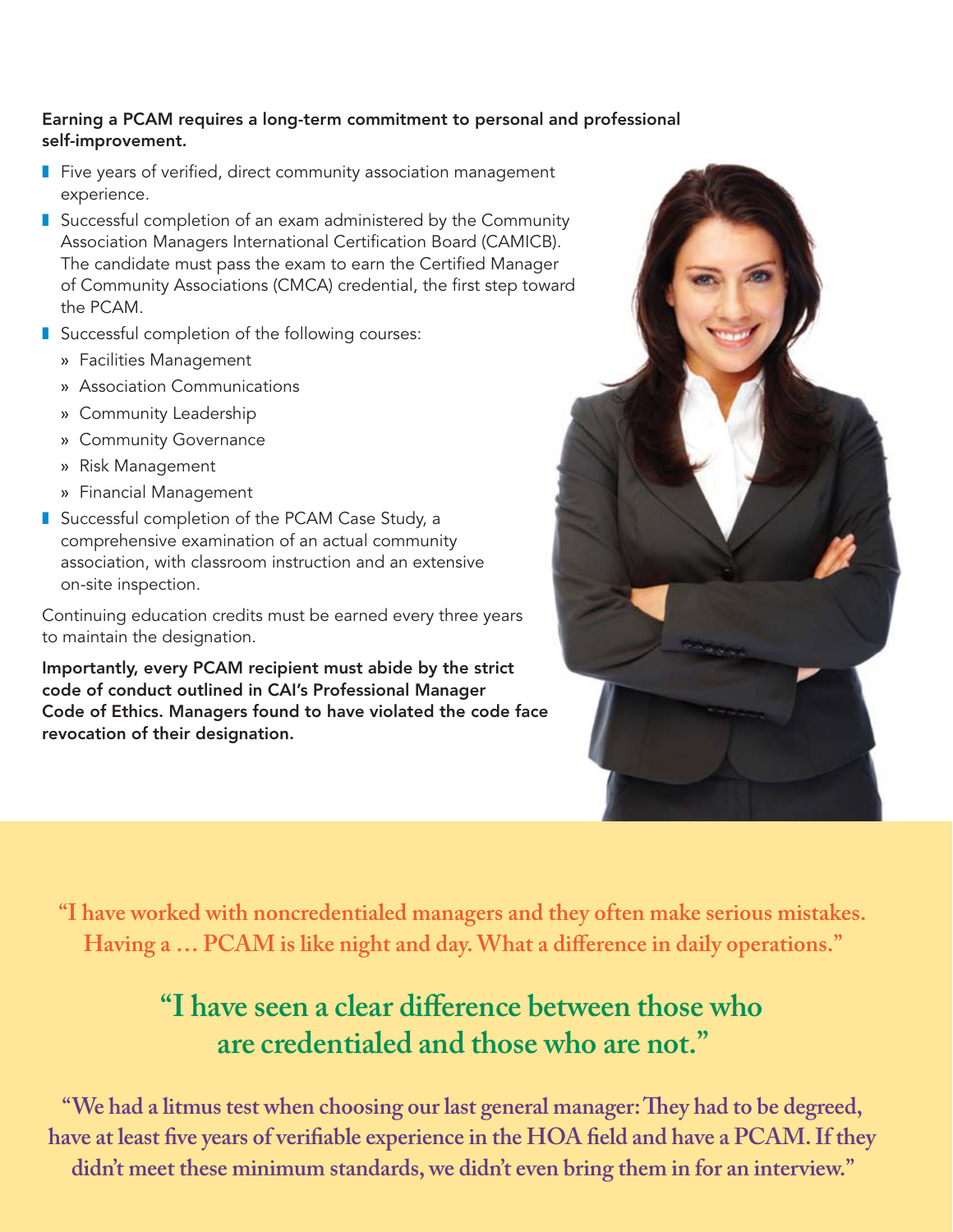**Earning a PCAM requires a long-term commitment to personal and professional self-improvement.**

- Five years of verified, direct community association management experience.
- Successful completion of an exam administered by the Community Association Managers International Certification Board (CAMICB). The candidate must pass the exam to earn the Certified Manager of Community Associations (CMCA) credential, the first step toward the PCAM.
- Successful completion of the following courses:
  - Facilities Management
  - Association Communications
  - Community Leadership
  - Community Governance
  - Risk Management
  - Financial Management
- Successful completion of the PCAM Case Study, a comprehensive examination of an actual community association, with classroom instruction and an extensive on-site inspection.

Continuing education credits must be earned every three years to maintain the designation.

**Importantly, every PCAM recipient must abide by the strict code of conduct outlined in CAI's Professional Manager Code of Ethics. Managers found to have violated the code face revocation of their designation.**

**"I have worked with noncredentialed managers and they often make serious mistakes. Having a … PCAM is like night and day. What a difference in daily operations."**

**"I have seen a clear difference between those who are credentialed and those who are not."**

**"We had a litmus test when choosing our last general manager: They had to be degreed, have at least five years of verifiable experience in the HOA field and have a PCAM. If they didn't meet these minimum standards, we didn't even bring them in for an interview."**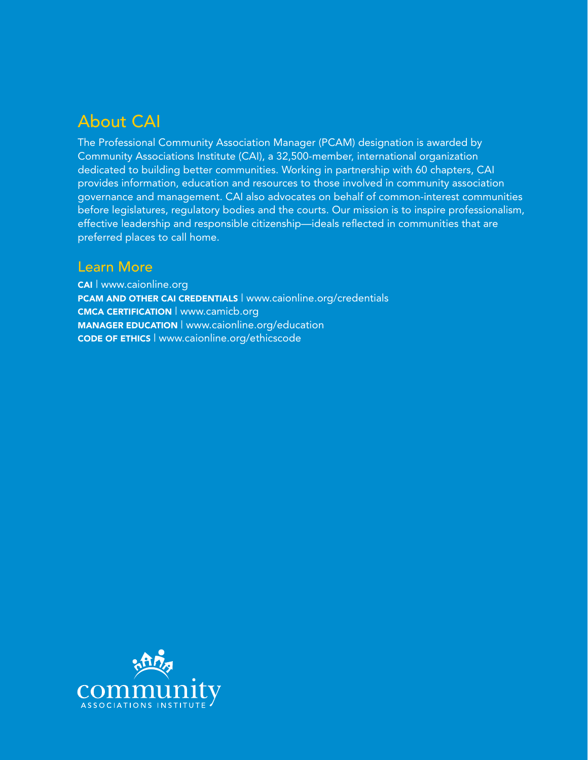## About CAI

The Professional Community Association Manager (PCAM) designation is awarded by Community Associations Institute (CAI), a 32,500-member, international organization dedicated to building better communities. Working in partnership with 60 chapters, CAI provides information, education and resources to those involved in community association governance and management. CAI also advocates on behalf of common-interest communities before legislatures, regulatory bodies and the courts. Our mission is to inspire professionalism, effective leadership and responsible citizenship—ideals reflected in communities that are preferred places to call home.

## Learn More

**CAI** | www.caionline.org
**PCAM AND OTHER CAI CREDENTIALS** | www.caionline.org/credentials
**CMCA CERTIFICATION** | www.camicb.org
**MANAGER EDUCATION** | www.caionline.org/education
**CODE OF ETHICS** | www.caionline.org/ethicscode

community
ASSOCIATIONS INSTITUTE